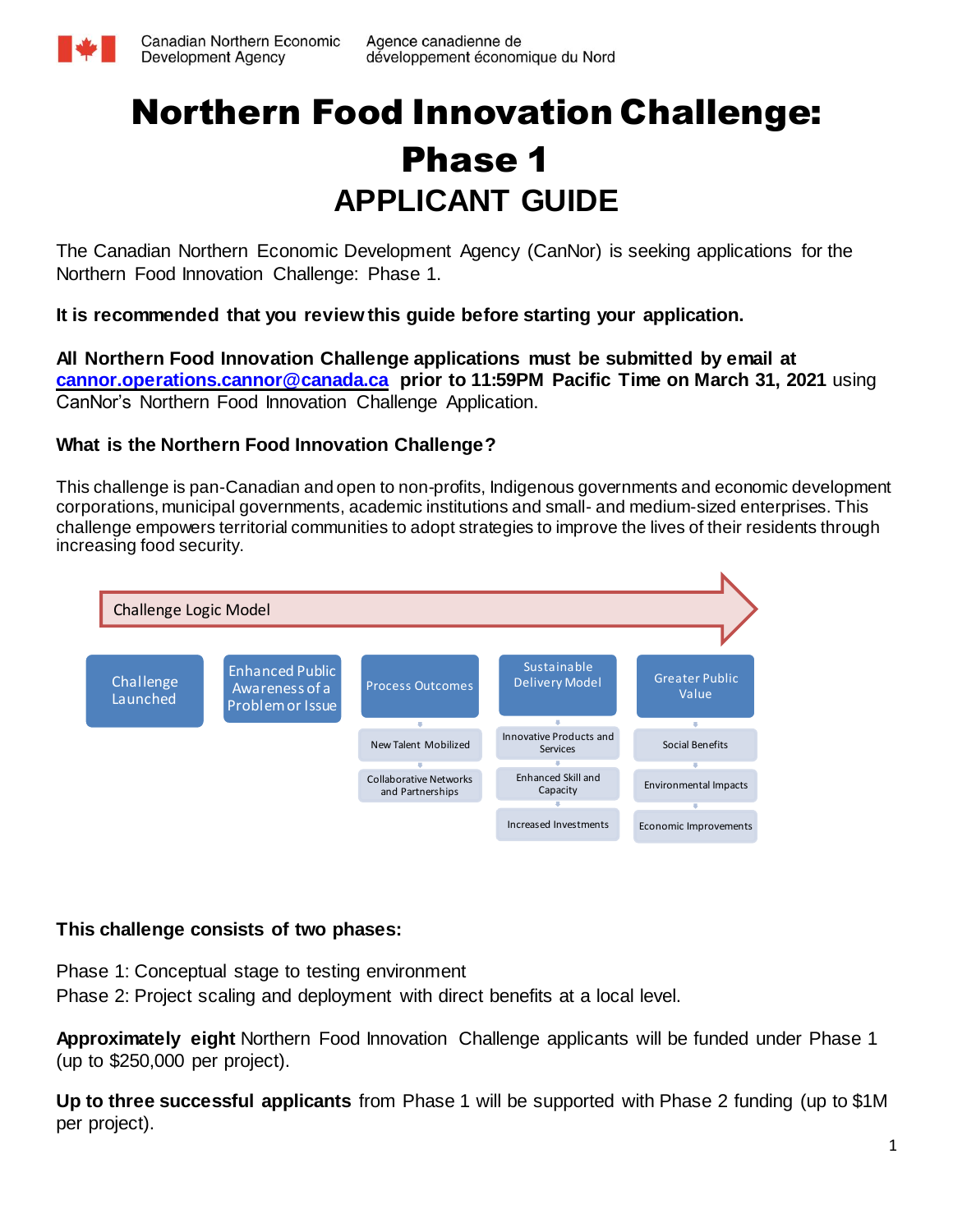Canadian Northern Economic Development Agency | Agence canadienne de développement économique du Nord

# Northern Food Innovation Challenge: Phase 1

## APPLICANT GUIDE

The Canadian Northern Economic Development Agency (CanNor) is seeking applications for the Northern Food Innovation Challenge: Phase 1.

**It is recommended that you review this guide before starting your application.**

**All Northern Food Innovation Challenge applications must be submitted by email at [cannor.operations.cannor@canada.ca](mailto:cannor.operations.cannor@canada.ca) prior to 11:59PM Pacific Time on March 31, 2021** using CanNor's Northern Food Innovation Challenge Application.

### What is the Northern Food Innovation Challenge?

This challenge is pan-Canadian and open to non-profits, Indigenous governments and economic development corporations, municipal governments, academic institutions and small- and medium-sized enterprises. This challenge empowers territorial communities to adopt strategies to improve the lives of their residents through increasing food security.

Challenge Logic Model

| Challenge Launched | Enhanced Public Awareness of a Problem or Issue | Process Outcomes | Sustainable Delivery Model | Greater Public Value |
|---|---|---|---|---|
| | | New Talent Mobilized | Innovative Products and Services | Social Benefits |
| | | Collaborative Networks and Partnerships | Enhanced Skill and Capacity | Environmental Impacts |
| | | | Increased Investments | Economic Improvements |

**This challenge consists of two phases:**

Phase 1: Conceptual stage to testing environment
Phase 2: Project scaling and deployment with direct benefits at a local level.

**Approximately eight** Northern Food Innovation Challenge applicants will be funded under Phase 1 (up to $250,000 per project).

**Up to three successful applicants** from Phase 1 will be supported with Phase 2 funding (up to $1M per project).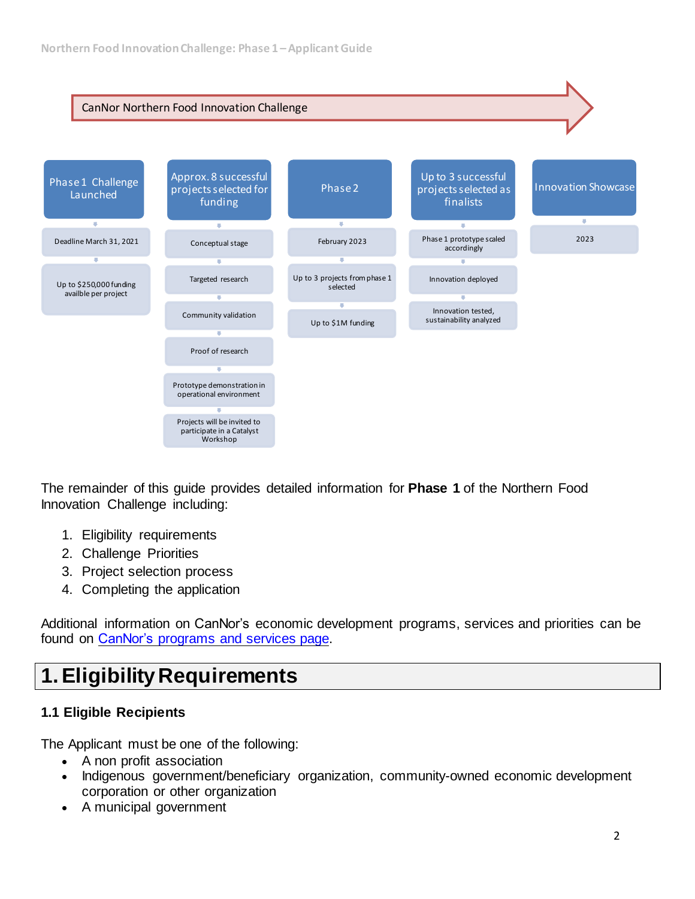CanNor Northern Food Innovation Challenge

| Phase 1 Challenge Launched | Approx. 8 successful projects selected for funding | Phase 2 | Up to 3 successful projects selected as finalists | Innovation Showcase |
| --- | --- | --- | --- | --- |
| Deadline March 31, 2021 | Conceptual stage | February 2023 | Phase 1 prototype scaled accordingly | 2023 |
| Up to $250,000 funding availble per project | Targeted research | Up to 3 projects from phase 1 selected | Innovation deployed | |
| | Community validation | Up to $1M funding | Innovation tested, sustainability analyzed | |
| | Proof of research | | | |
| | Prototype demonstration in operational environment | | | |
| | Projects will be invited to participate in a Catalyst Workshop | | | |

The remainder of this guide provides detailed information for **Phase 1** of the Northern Food Innovation Challenge including:

1. Eligibility requirements
2. Challenge Priorities
3. Project selection process
4. Completing the application

Additional information on CanNor's economic development programs, services and priorities can be found on CanNor's programs and services page.

# 1. Eligibility Requirements

### 1.1 Eligible Recipients

The Applicant must be one of the following:

- A non profit association
- Indigenous government/beneficiary organization, community-owned economic development corporation or other organization
- A municipal government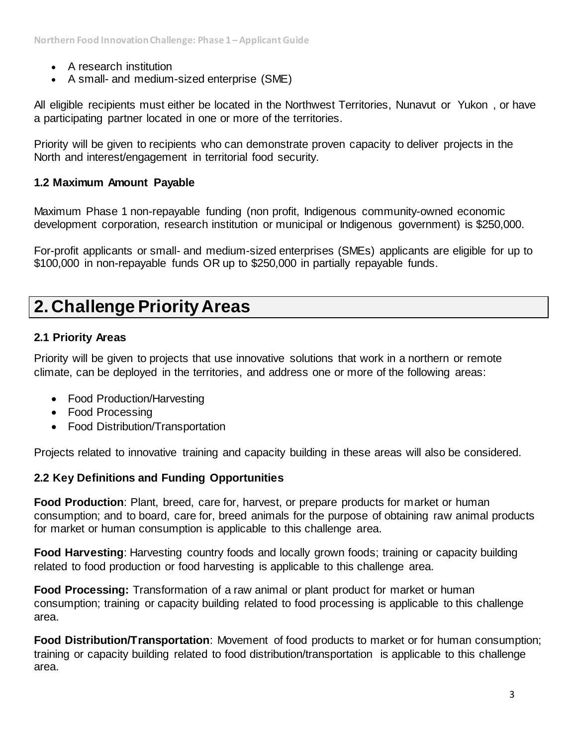- A research institution
- A small- and medium-sized enterprise (SME)

All eligible recipients must either be located in the Northwest Territories, Nunavut or Yukon , or have a participating partner located in one or more of the territories.

Priority will be given to recipients who can demonstrate proven capacity to deliver projects in the North and interest/engagement in territorial food security.

### 1.2 Maximum Amount Payable

Maximum Phase 1 non-repayable funding (non profit, Indigenous community-owned economic development corporation, research institution or municipal or Indigenous government) is $250,000.

For-profit applicants or small- and medium-sized enterprises (SMEs) applicants are eligible for up to $100,000 in non-repayable funds OR up to $250,000 in partially repayable funds.

## 2. Challenge Priority Areas

### 2.1 Priority Areas

Priority will be given to projects that use innovative solutions that work in a northern or remote climate, can be deployed in the territories, and address one or more of the following areas:

- Food Production/Harvesting
- Food Processing
- Food Distribution/Transportation

Projects related to innovative training and capacity building in these areas will also be considered.

### 2.2 Key Definitions and Funding Opportunities

**Food Production**: Plant, breed, care for, harvest, or prepare products for market or human consumption; and to board, care for, breed animals for the purpose of obtaining raw animal products for market or human consumption is applicable to this challenge area.

**Food Harvesting**: Harvesting country foods and locally grown foods; training or capacity building related to food production or food harvesting is applicable to this challenge area.

**Food Processing:** Transformation of a raw animal or plant product for market or human consumption; training or capacity building related to food processing is applicable to this challenge area.

**Food Distribution/Transportation**: Movement of food products to market or for human consumption; training or capacity building related to food distribution/transportation is applicable to this challenge area.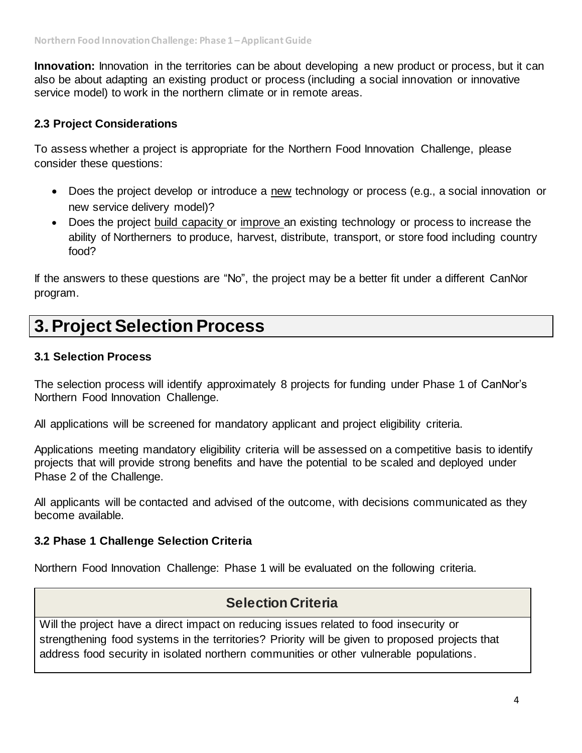**Innovation:** Innovation in the territories can be about developing a new product or process, but it can also be about adapting an existing product or process (including a social innovation or innovative service model) to work in the northern climate or in remote areas.

### 2.3 Project Considerations

To assess whether a project is appropriate for the Northern Food Innovation Challenge, please consider these questions:

- Does the project develop or introduce a new technology or process (e.g., a social innovation or new service delivery model)?
- Does the project build capacity or improve an existing technology or process to increase the ability of Northerners to produce, harvest, distribute, transport, or store food including country food?

If the answers to these questions are "No", the project may be a better fit under a different CanNor program.

# 3. Project Selection Process

### 3.1 Selection Process

The selection process will identify approximately 8 projects for funding under Phase 1 of CanNor's Northern Food Innovation Challenge.

All applications will be screened for mandatory applicant and project eligibility criteria.

Applications meeting mandatory eligibility criteria will be assessed on a competitive basis to identify projects that will provide strong benefits and have the potential to be scaled and deployed under Phase 2 of the Challenge.

All applicants will be contacted and advised of the outcome, with decisions communicated as they become available.

### 3.2 Phase 1 Challenge Selection Criteria

Northern Food Innovation Challenge: Phase 1 will be evaluated on the following criteria.

| Selection Criteria |
| --- |
| Will the project have a direct impact on reducing issues related to food insecurity or strengthening food systems in the territories? Priority will be given to proposed projects that address food security in isolated northern communities or other vulnerable populations. |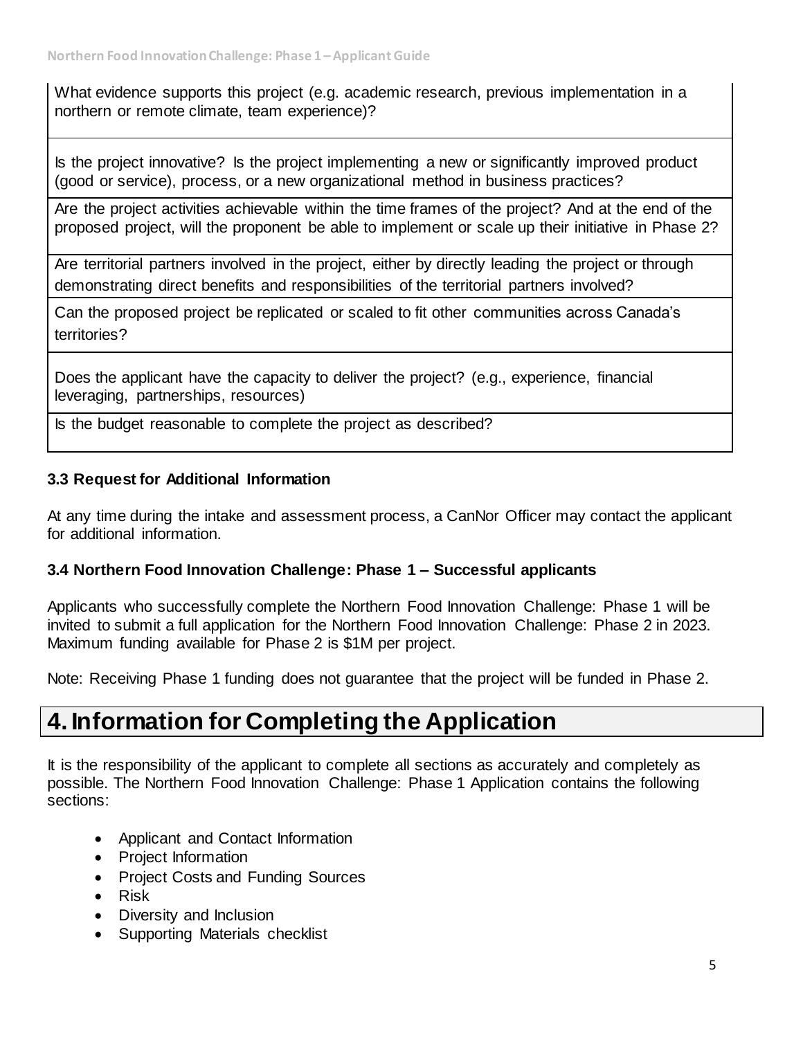| |
|---|
| What evidence supports this project (e.g. academic research, previous implementation in a northern or remote climate, team experience)? |
| Is the project innovative? Is the project implementing a new or significantly improved product (good or service), process, or a new organizational method in business practices? |
| Are the project activities achievable within the time frames of the project? And at the end of the proposed project, will the proponent be able to implement or scale up their initiative in Phase 2? |
| Are territorial partners involved in the project, either by directly leading the project or through demonstrating direct benefits and responsibilities of the territorial partners involved? |
| Can the proposed project be replicated or scaled to fit other communities across Canada's territories? |
| Does the applicant have the capacity to deliver the project? (e.g., experience, financial leveraging, partnerships, resources) |
| Is the budget reasonable to complete the project as described? |

### 3.3 Request for Additional Information

At any time during the intake and assessment process, a CanNor Officer may contact the applicant for additional information.

### 3.4 Northern Food Innovation Challenge: Phase 1 – Successful applicants

Applicants who successfully complete the Northern Food Innovation Challenge: Phase 1 will be invited to submit a full application for the Northern Food Innovation Challenge: Phase 2 in 2023. Maximum funding available for Phase 2 is $1M per project.

Note: Receiving Phase 1 funding does not guarantee that the project will be funded in Phase 2.

# 4. Information for Completing the Application

It is the responsibility of the applicant to complete all sections as accurately and completely as possible. The Northern Food Innovation Challenge: Phase 1 Application contains the following sections:

- Applicant and Contact Information
- Project Information
- Project Costs and Funding Sources
- Risk
- Diversity and Inclusion
- Supporting Materials checklist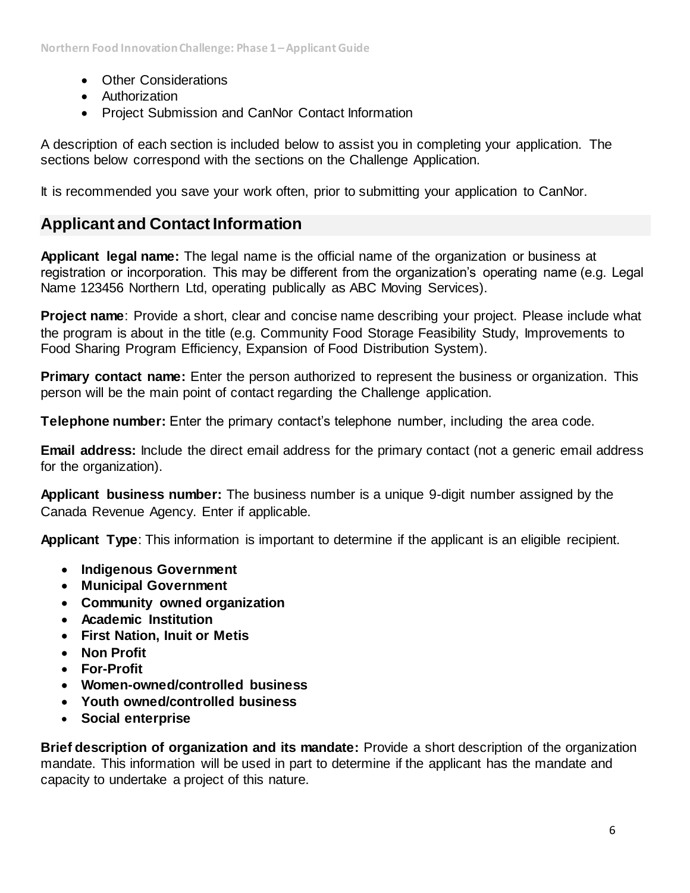- Other Considerations
- Authorization
- Project Submission and CanNor Contact Information

A description of each section is included below to assist you in completing your application. The sections below correspond with the sections on the Challenge Application.

It is recommended you save your work often, prior to submitting your application to CanNor.

## Applicant and Contact Information

**Applicant legal name:** The legal name is the official name of the organization or business at registration or incorporation. This may be different from the organization's operating name (e.g. Legal Name 123456 Northern Ltd, operating publically as ABC Moving Services).

**Project name**: Provide a short, clear and concise name describing your project. Please include what the program is about in the title (e.g. Community Food Storage Feasibility Study, Improvements to Food Sharing Program Efficiency, Expansion of Food Distribution System).

**Primary contact name:** Enter the person authorized to represent the business or organization. This person will be the main point of contact regarding the Challenge application.

**Telephone number:** Enter the primary contact's telephone number, including the area code.

**Email address:** Include the direct email address for the primary contact (not a generic email address for the organization).

**Applicant business number:** The business number is a unique 9-digit number assigned by the Canada Revenue Agency. Enter if applicable.

**Applicant Type**: This information is important to determine if the applicant is an eligible recipient.

- **Indigenous Government**
- **Municipal Government**
- **Community owned organization**
- **Academic Institution**
- **First Nation, Inuit or Metis**
- **Non Profit**
- **For-Profit**
- **Women-owned/controlled business**
- **Youth owned/controlled business**
- **Social enterprise**

**Brief description of organization and its mandate:** Provide a short description of the organization mandate. This information will be used in part to determine if the applicant has the mandate and capacity to undertake a project of this nature.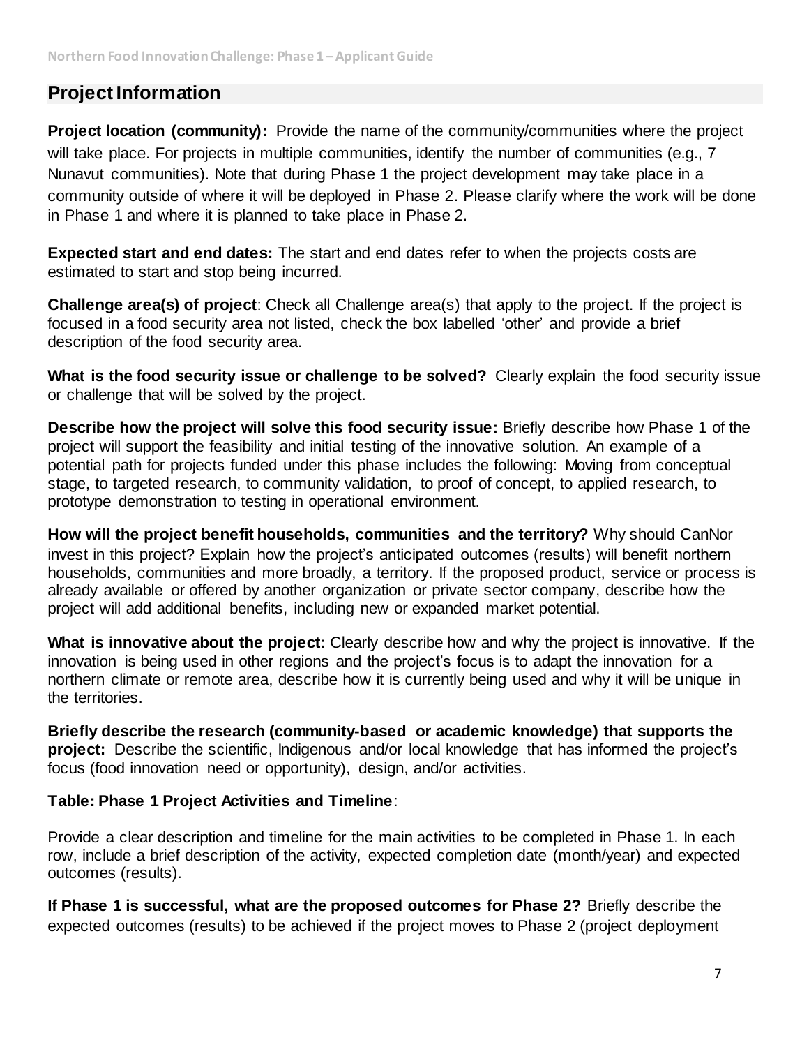## Project Information

**Project location (community):** Provide the name of the community/communities where the project will take place. For projects in multiple communities, identify the number of communities (e.g., 7 Nunavut communities). Note that during Phase 1 the project development may take place in a community outside of where it will be deployed in Phase 2. Please clarify where the work will be done in Phase 1 and where it is planned to take place in Phase 2.

**Expected start and end dates:** The start and end dates refer to when the projects costs are estimated to start and stop being incurred.

**Challenge area(s) of project**: Check all Challenge area(s) that apply to the project. If the project is focused in a food security area not listed, check the box labelled 'other' and provide a brief description of the food security area.

**What is the food security issue or challenge to be solved?** Clearly explain the food security issue or challenge that will be solved by the project.

**Describe how the project will solve this food security issue:** Briefly describe how Phase 1 of the project will support the feasibility and initial testing of the innovative solution. An example of a potential path for projects funded under this phase includes the following: Moving from conceptual stage, to targeted research, to community validation, to proof of concept, to applied research, to prototype demonstration to testing in operational environment.

**How will the project benefit households, communities and the territory?** Why should CanNor invest in this project? Explain how the project's anticipated outcomes (results) will benefit northern households, communities and more broadly, a territory. If the proposed product, service or process is already available or offered by another organization or private sector company, describe how the project will add additional benefits, including new or expanded market potential.

**What is innovative about the project:** Clearly describe how and why the project is innovative. If the innovation is being used in other regions and the project's focus is to adapt the innovation for a northern climate or remote area, describe how it is currently being used and why it will be unique in the territories.

**Briefly describe the research (community-based or academic knowledge) that supports the project:** Describe the scientific, Indigenous and/or local knowledge that has informed the project's focus (food innovation need or opportunity), design, and/or activities.

**Table: Phase 1 Project Activities and Timeline**:

Provide a clear description and timeline for the main activities to be completed in Phase 1. In each row, include a brief description of the activity, expected completion date (month/year) and expected outcomes (results).

**If Phase 1 is successful, what are the proposed outcomes for Phase 2?** Briefly describe the expected outcomes (results) to be achieved if the project moves to Phase 2 (project deployment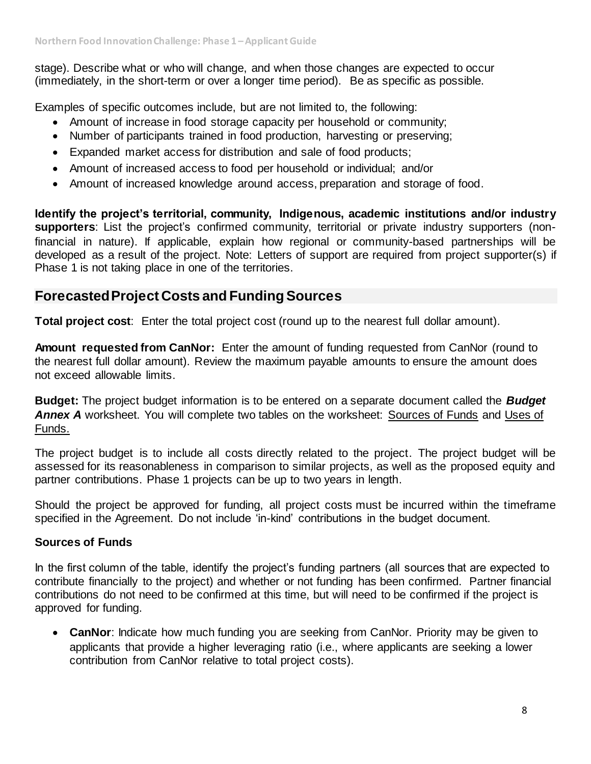stage). Describe what or who will change, and when those changes are expected to occur (immediately, in the short-term or over a longer time period). Be as specific as possible.

Examples of specific outcomes include, but are not limited to, the following:

- Amount of increase in food storage capacity per household or community;
- Number of participants trained in food production, harvesting or preserving;
- Expanded market access for distribution and sale of food products;
- Amount of increased access to food per household or individual; and/or
- Amount of increased knowledge around access, preparation and storage of food.

**Identify the project's territorial, community, Indigenous, academic institutions and/or industry supporters**: List the project's confirmed community, territorial or private industry supporters (non-financial in nature). If applicable, explain how regional or community-based partnerships will be developed as a result of the project. Note: Letters of support are required from project supporter(s) if Phase 1 is not taking place in one of the territories.

## Forecasted Project Costs and Funding Sources

**Total project cost**: Enter the total project cost (round up to the nearest full dollar amount).

**Amount requested from CanNor:** Enter the amount of funding requested from CanNor (round to the nearest full dollar amount). Review the maximum payable amounts to ensure the amount does not exceed allowable limits.

**Budget:** The project budget information is to be entered on a separate document called the ***Budget Annex A*** worksheet. You will complete two tables on the worksheet: Sources of Funds and Uses of Funds.

The project budget is to include all costs directly related to the project. The project budget will be assessed for its reasonableness in comparison to similar projects, as well as the proposed equity and partner contributions. Phase 1 projects can be up to two years in length.

Should the project be approved for funding, all project costs must be incurred within the timeframe specified in the Agreement. Do not include 'in-kind' contributions in the budget document.

### Sources of Funds

In the first column of the table, identify the project's funding partners (all sources that are expected to contribute financially to the project) and whether or not funding has been confirmed. Partner financial contributions do not need to be confirmed at this time, but will need to be confirmed if the project is approved for funding.

- **CanNor**: Indicate how much funding you are seeking from CanNor. Priority may be given to applicants that provide a higher leveraging ratio (i.e., where applicants are seeking a lower contribution from CanNor relative to total project costs).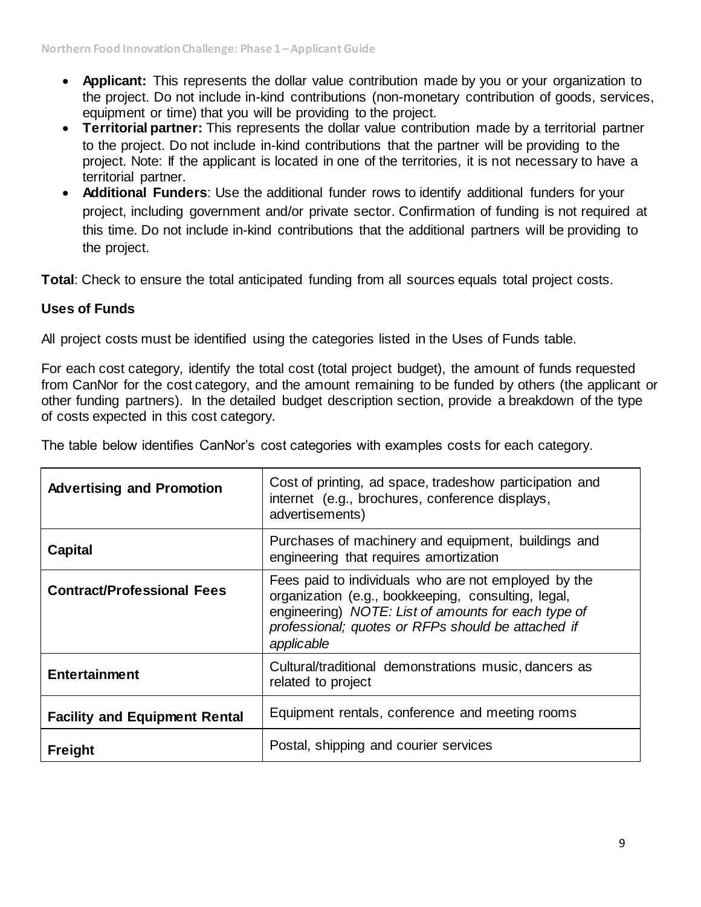- **Applicant:** This represents the dollar value contribution made by you or your organization to the project. Do not include in-kind contributions (non-monetary contribution of goods, services, equipment or time) that you will be providing to the project.
- **Territorial partner:** This represents the dollar value contribution made by a territorial partner to the project. Do not include in-kind contributions that the partner will be providing to the project. Note: If the applicant is located in one of the territories, it is not necessary to have a territorial partner.
- **Additional Funders**: Use the additional funder rows to identify additional funders for your project, including government and/or private sector. Confirmation of funding is not required at this time. Do not include in-kind contributions that the additional partners will be providing to the project.

**Total**: Check to ensure the total anticipated funding from all sources equals total project costs.

**Uses of Funds**

All project costs must be identified using the categories listed in the Uses of Funds table.

For each cost category, identify the total cost (total project budget), the amount of funds requested from CanNor for the cost category, and the amount remaining to be funded by others (the applicant or other funding partners). In the detailed budget description section, provide a breakdown of the type of costs expected in this cost category.

The table below identifies CanNor's cost categories with examples costs for each category.

| | |
|---|---|
| **Advertising and Promotion** | Cost of printing, ad space, tradeshow participation and internet (e.g., brochures, conference displays, advertisements) |
| **Capital** | Purchases of machinery and equipment, buildings and engineering that requires amortization |
| **Contract/Professional Fees** | Fees paid to individuals who are not employed by the organization (e.g., bookkeeping, consulting, legal, engineering) *NOTE: List of amounts for each type of professional; quotes or RFPs should be attached if applicable* |
| **Entertainment** | Cultural/traditional demonstrations music, dancers as related to project |
| **Facility and Equipment Rental** | Equipment rentals, conference and meeting rooms |
| **Freight** | Postal, shipping and courier services |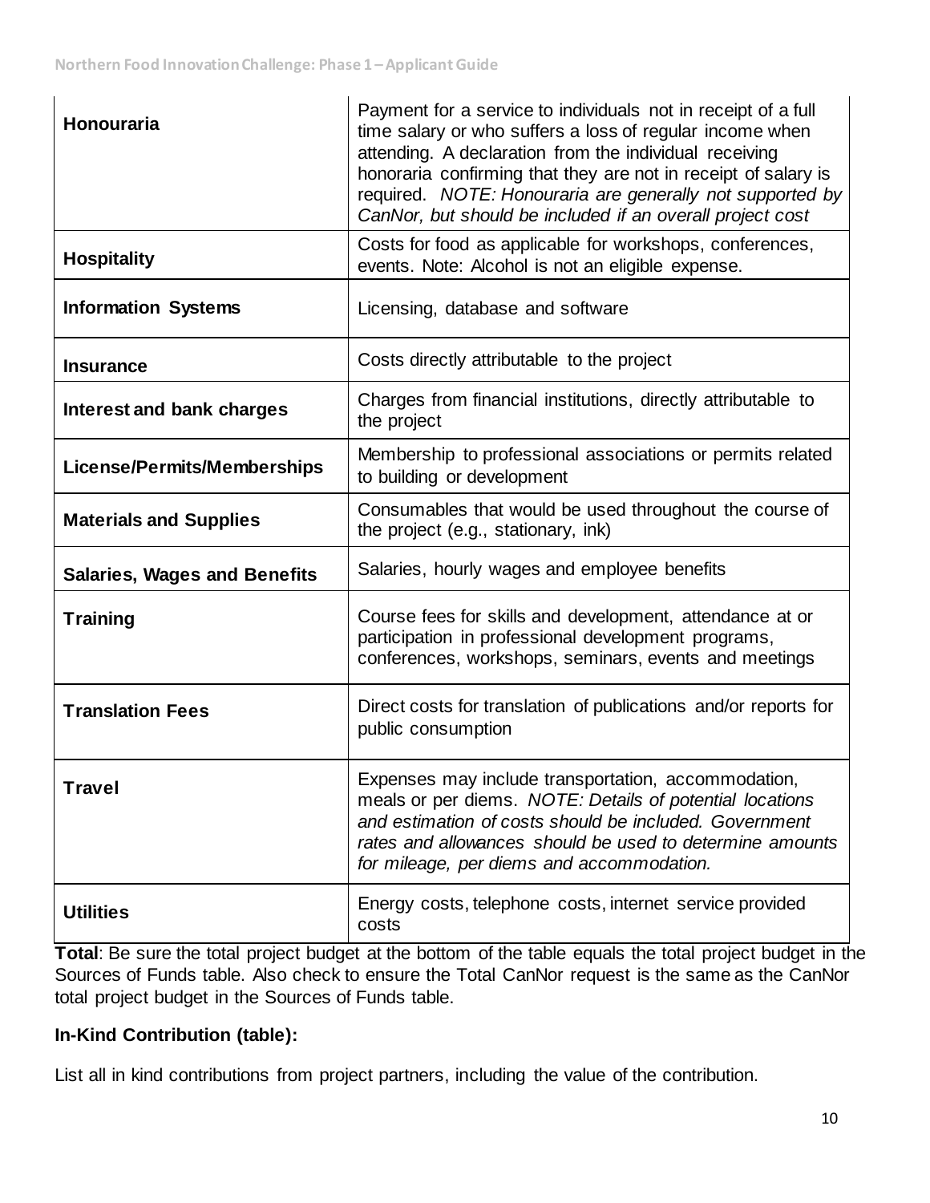| | |
|---|---|
| **Honouraria** | Payment for a service to individuals not in receipt of a full time salary or who suffers a loss of regular income when attending. A declaration from the individual receiving honoraria confirming that they are not in receipt of salary is required. *NOTE: Honouraria are generally not supported by CanNor, but should be included if an overall project cost* |
| **Hospitality** | Costs for food as applicable for workshops, conferences, events. Note: Alcohol is not an eligible expense. |
| **Information Systems** | Licensing, database and software |
| **Insurance** | Costs directly attributable to the project |
| **Interest and bank charges** | Charges from financial institutions, directly attributable to the project |
| **License/Permits/Memberships** | Membership to professional associations or permits related to building or development |
| **Materials and Supplies** | Consumables that would be used throughout the course of the project (e.g., stationary, ink) |
| **Salaries, Wages and Benefits** | Salaries, hourly wages and employee benefits |
| **Training** | Course fees for skills and development, attendance at or participation in professional development programs, conferences, workshops, seminars, events and meetings |
| **Translation Fees** | Direct costs for translation of publications and/or reports for public consumption |
| **Travel** | Expenses may include transportation, accommodation, meals or per diems. *NOTE: Details of potential locations and estimation of costs should be included. Government rates and allowances should be used to determine amounts for mileage, per diems and accommodation.* |
| **Utilities** | Energy costs, telephone costs, internet service provided costs |

**Total**: Be sure the total project budget at the bottom of the table equals the total project budget in the Sources of Funds table. Also check to ensure the Total CanNor request is the same as the CanNor total project budget in the Sources of Funds table.

**In-Kind Contribution (table):**

List all in kind contributions from project partners, including the value of the contribution.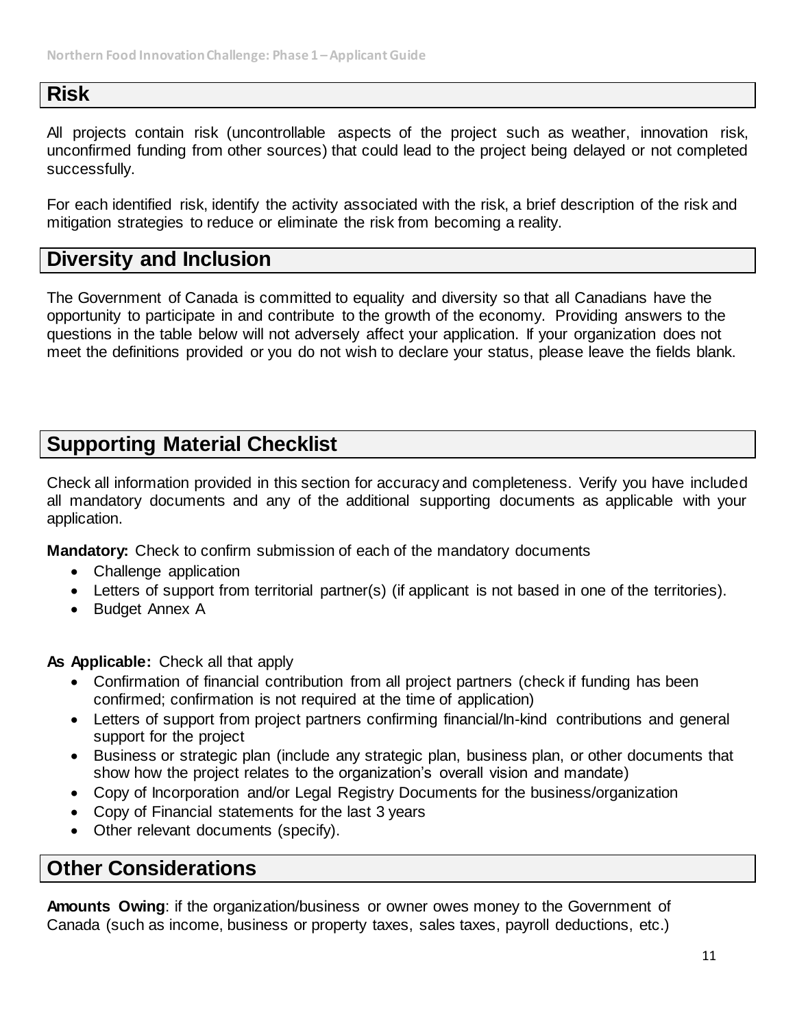## Risk

All projects contain risk (uncontrollable aspects of the project such as weather, innovation risk, unconfirmed funding from other sources) that could lead to the project being delayed or not completed successfully.

For each identified risk, identify the activity associated with the risk, a brief description of the risk and mitigation strategies to reduce or eliminate the risk from becoming a reality.

## Diversity and Inclusion

The Government of Canada is committed to equality and diversity so that all Canadians have the opportunity to participate in and contribute to the growth of the economy. Providing answers to the questions in the table below will not adversely affect your application. If your organization does not meet the definitions provided or you do not wish to declare your status, please leave the fields blank.

## Supporting Material Checklist

Check all information provided in this section for accuracy and completeness. Verify you have included all mandatory documents and any of the additional supporting documents as applicable with your application.

**Mandatory:** Check to confirm submission of each of the mandatory documents

- Challenge application
- Letters of support from territorial partner(s) (if applicant is not based in one of the territories).
- Budget Annex A

**As Applicable:** Check all that apply

- Confirmation of financial contribution from all project partners (check if funding has been confirmed; confirmation is not required at the time of application)
- Letters of support from project partners confirming financial/In-kind contributions and general support for the project
- Business or strategic plan (include any strategic plan, business plan, or other documents that show how the project relates to the organization's overall vision and mandate)
- Copy of Incorporation and/or Legal Registry Documents for the business/organization
- Copy of Financial statements for the last 3 years
- Other relevant documents (specify).

## Other Considerations

**Amounts Owing**: if the organization/business or owner owes money to the Government of Canada (such as income, business or property taxes, sales taxes, payroll deductions, etc.)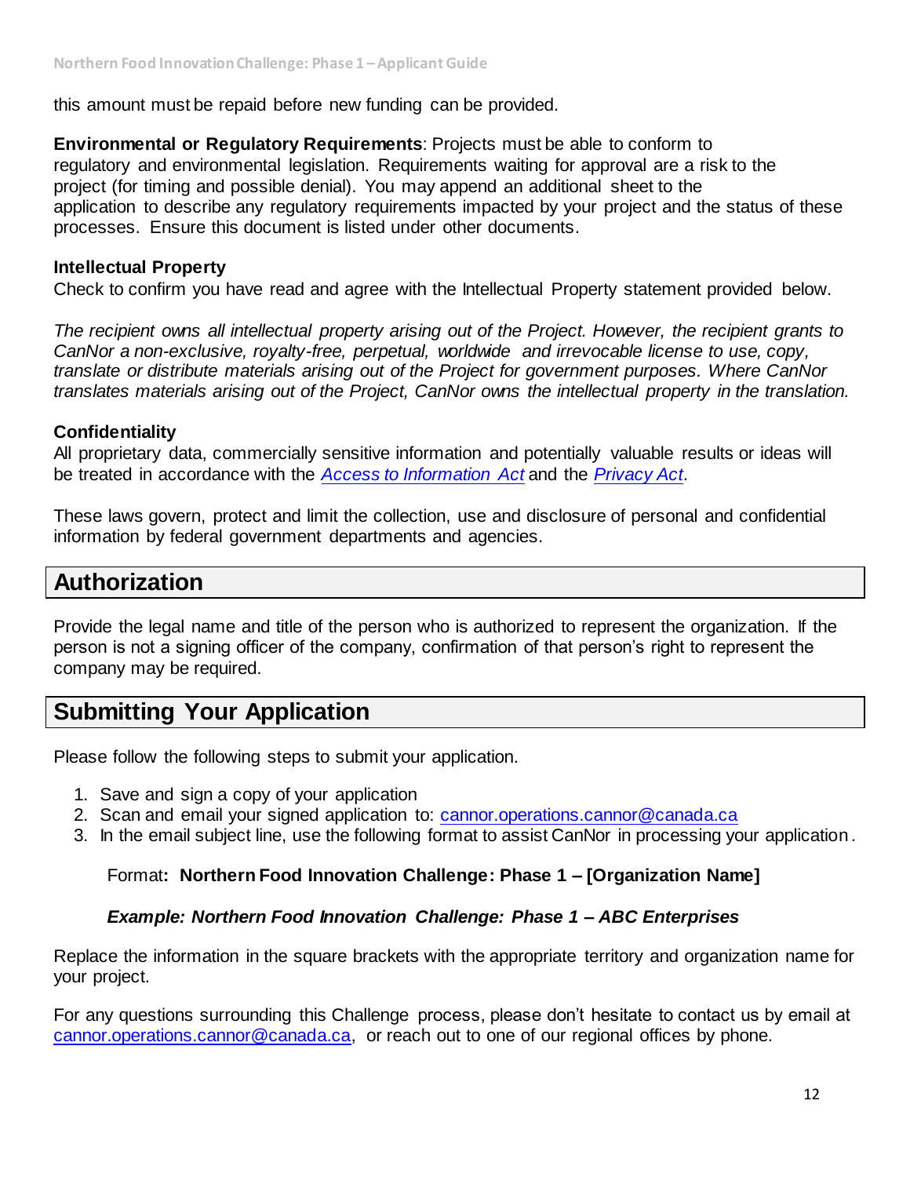this amount must be repaid before new funding can be provided.

**Environmental or Regulatory Requirements**: Projects must be able to conform to regulatory and environmental legislation. Requirements waiting for approval are a risk to the project (for timing and possible denial). You may append an additional sheet to the application to describe any regulatory requirements impacted by your project and the status of these processes. Ensure this document is listed under other documents.

**Intellectual Property**
Check to confirm you have read and agree with the Intellectual Property statement provided below.

*The recipient owns all intellectual property arising out of the Project. However, the recipient grants to CanNor a non-exclusive, royalty-free, perpetual, worldwide and irrevocable license to use, copy, translate or distribute materials arising out of the Project for government purposes. Where CanNor translates materials arising out of the Project, CanNor owns the intellectual property in the translation.*

**Confidentiality**
All proprietary data, commercially sensitive information and potentially valuable results or ideas will be treated in accordance with the *Access to Information Act* and the *Privacy Act*.

These laws govern, protect and limit the collection, use and disclosure of personal and confidential information by federal government departments and agencies.

## Authorization

Provide the legal name and title of the person who is authorized to represent the organization. If the person is not a signing officer of the company, confirmation of that person's right to represent the company may be required.

## Submitting Your Application

Please follow the following steps to submit your application.

1. Save and sign a copy of your application
2. Scan and email your signed application to: cannor.operations.cannor@canada.ca
3. In the email subject line, use the following format to assist CanNor in processing your application.

   Format**: Northern Food Innovation Challenge: Phase 1 – [Organization Name]**

   ***Example: Northern Food Innovation Challenge: Phase 1 – ABC Enterprises***

Replace the information in the square brackets with the appropriate territory and organization name for your project.

For any questions surrounding this Challenge process, please don't hesitate to contact us by email at cannor.operations.cannor@canada.ca, or reach out to one of our regional offices by phone.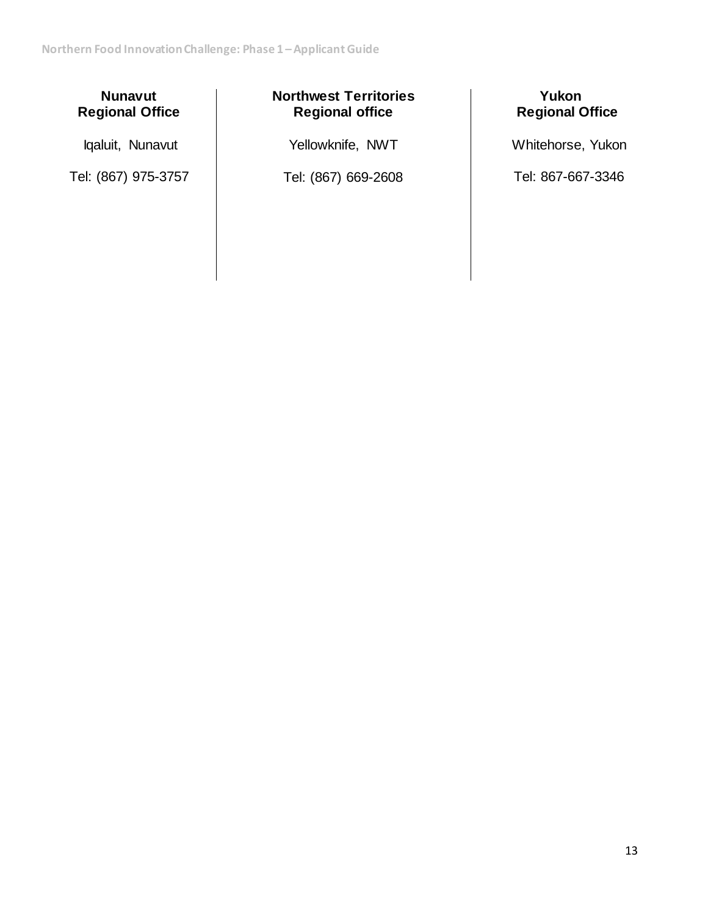**Nunavut Regional Office**

Iqaluit, Nunavut

Tel: (867) 975-3757

**Northwest Territories Regional office**

Yellowknife, NWT

Tel: (867) 669-2608

**Yukon Regional Office**

Whitehorse, Yukon

Tel: 867-667-3346